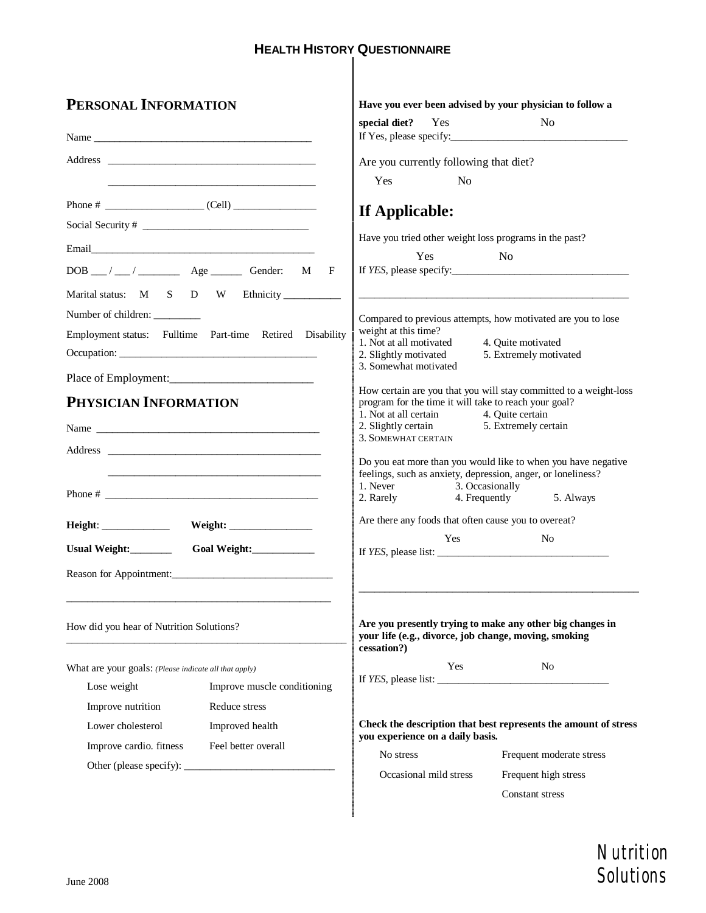# HEALTH HISTORY QUESTIONNAIRE

## PERSONAL INFORMATION

Name ________________________________________

Address ______________________________________

______________________________________

Phone # __________________ (Cell) _______________

Social Security # ______________________________

Email__________________________________________

DOB ___ / ___ / ________ Age ______ Gender: M F

Marital status: M S D W Ethnicity ___________

Number of children: _________

Employment status: Fulltime Part-time Retired Disability

Occupation: ____________________________________

Place of Employment:_________________________

## PHYSICIAN INFORMATION

Name __________________________________________

Address ________________________________________

________________________________________

Phone # ________________________________________

**Height**: _____________ **Weight:** _______________

**Usual Weight:________** **Goal Weight:____________**

Reason for Appointment:______________________________

_____________________________________________________

How did you hear of Nutrition Solutions?
_____________________________________________________

What are your goals: *(Please indicate all that apply)*

- Lose weight
- Improve muscle conditioning
- Improve nutrition
- Reduce stress
- Lower cholesterol
- Improved health
- Improve cardio. fitness
- Feel better overall
- Other (please specify): ____________________________

**Have you ever been advised by your physician to follow a special diet?** Yes No
If Yes, please specify:_________________________________

Are you currently following that diet?
Yes No

## If Applicable:

Have you tried other weight loss programs in the past?
Yes No
If *YES*, please specify:_________________________________

_____________________________________________________

Compared to previous attempts, how motivated are you to lose weight at this time?
1. Not at all motivated
2. Slightly motivated
3. Somewhat motivated
4. Quite motivated
5. Extremely motivated

How certain are you that you will stay committed to a weight-loss program for the time it will take to reach your goal?
1. Not at all certain
2. Slightly certain
3. SOMEWHAT CERTAIN
4. Quite certain
5. Extremely certain

Do you eat more than you would like to when you have negative feelings, such as anxiety, depression, anger, or loneliness?
1. Never
2. Rarely
3. Occasionally
4. Frequently
5. Always

Are there any foods that often cause you to overeat?
Yes No
If *YES*, please list: ________________________________

_____________________________________________________

**Are you presently trying to make any other big changes in your life (e.g., divorce, job change, moving, smoking cessation?)**
Yes No
If *YES*, please list: ________________________________

**Check the description that best represents the amount of stress you experience on a daily basis.**

- No stress
- Occasional mild stress
- Frequent moderate stress
- Frequent high stress
- Constant stress

June 2008

Nutrition Solutions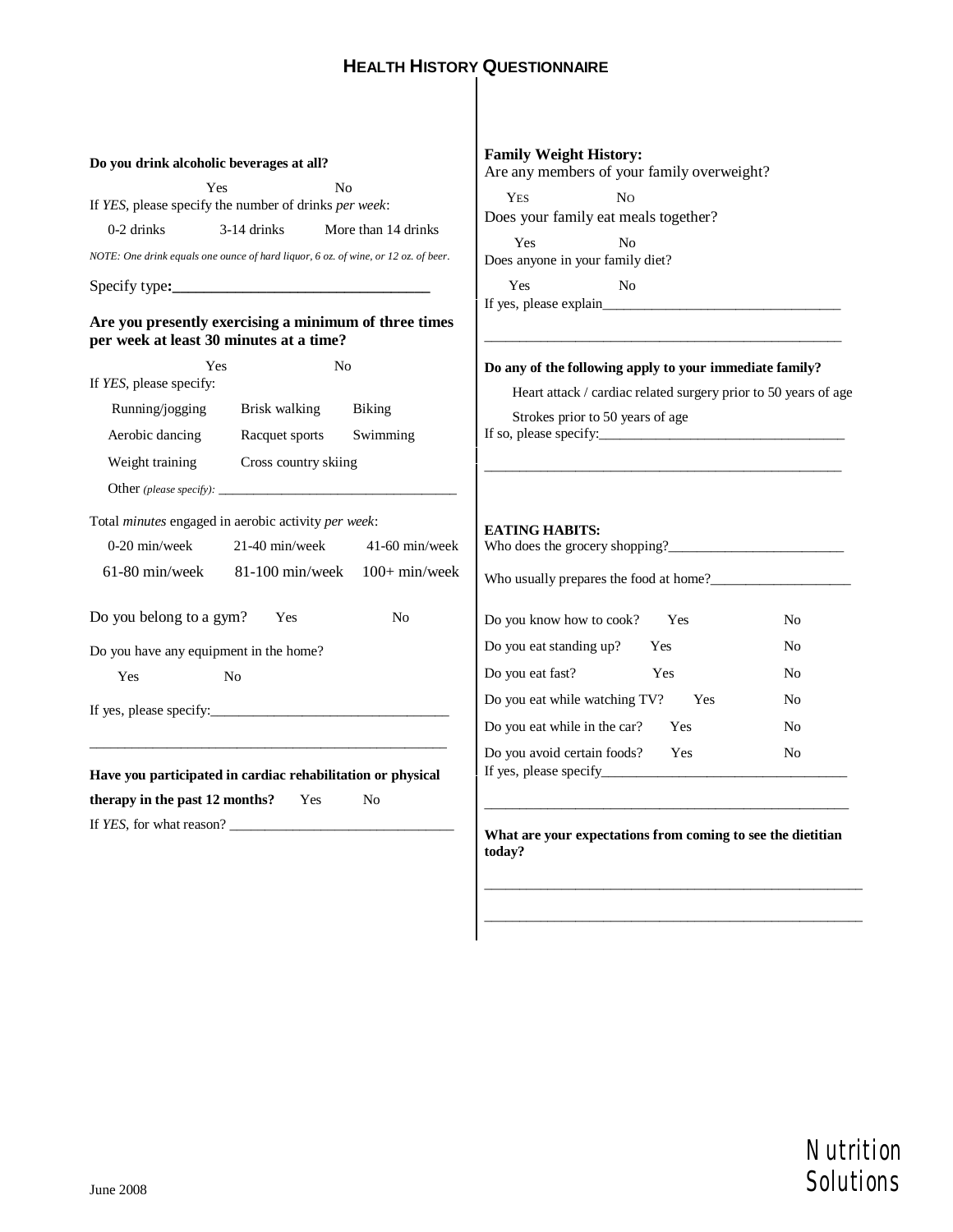# HEALTH HISTORY QUESTIONNAIRE

**Do you drink alcoholic beverages at all?**

Yes No

If *YES*, please specify the number of drinks *per week*:

0-2 drinks 3-14 drinks More than 14 drinks

*NOTE: One drink equals one ounce of hard liquor, 6 oz. of wine, or 12 oz. of beer.*

Specify type:________________________________

**Are you presently exercising a minimum of three times per week at least 30 minutes at a time?**

Yes No

If *YES*, please specify:

Running/jogging Brisk walking Biking

Aerobic dancing Racquet sports Swimming

Weight training Cross country skiing

Other *(please specify)*: ________________________________

Total *minutes* engaged in aerobic activity *per week*:

0-20 min/week 21-40 min/week 41-60 min/week

61-80 min/week 81-100 min/week 100+ min/week

Do you belong to a gym? Yes No

Do you have any equipment in the home?

Yes No

If yes, please specify:________________________________

________________________________________________

**Have you participated in cardiac rehabilitation or physical therapy in the past 12 months?** Yes No

If *YES*, for what reason? ________________________________

**Family Weight History:**

Are any members of your family overweight?

YES NO

Does your family eat meals together?

Yes No

Does anyone in your family diet?

Yes No

If yes, please explain________________________________

________________________________________________

**Do any of the following apply to your immediate family?**

Heart attack / cardiac related surgery prior to 50 years of age

Strokes prior to 50 years of age

If so, please specify:________________________________

________________________________________________

**EATING HABITS:**

Who does the grocery shopping?________________________

Who usually prepares the food at home?___________________

Do you know how to cook? Yes No

Do you eat standing up? Yes No

Do you eat fast? Yes No

Do you eat while watching TV? Yes No

Do you eat while in the car? Yes No

Do you avoid certain foods? Yes No

If yes, please specify________________________________

________________________________________________

**What are your expectations from coming to see the dietitian today?**

________________________________________________

________________________________________________

June 2008

Nutrition Solutions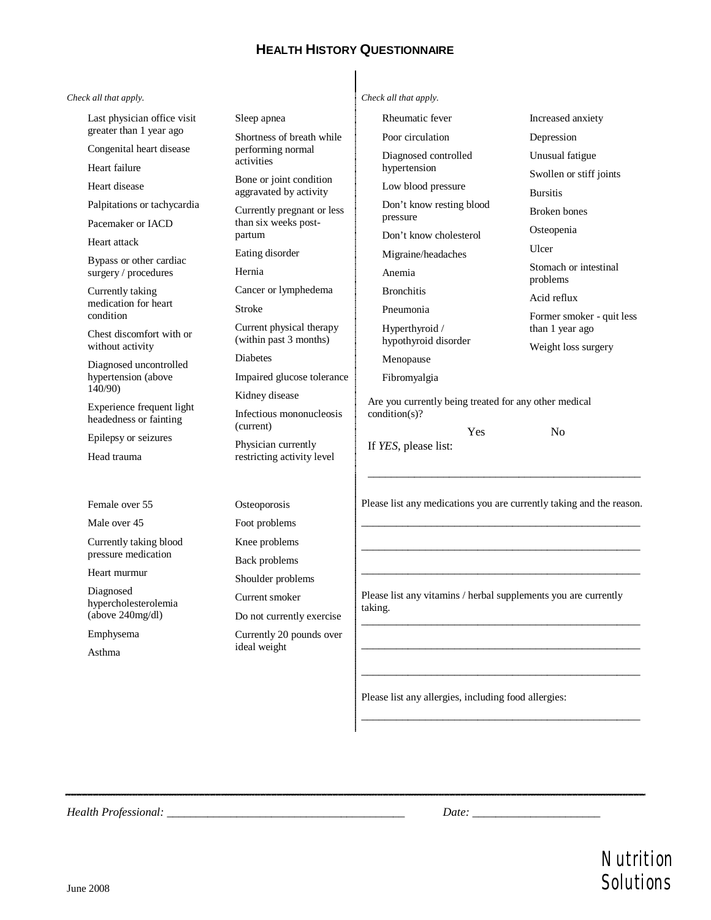# HEALTH HISTORY QUESTIONNAIRE

*Check all that apply.*

- Last physician office visit greater than 1 year ago
- Congenital heart disease
- Heart failure
- Heart disease
- Palpitations or tachycardia
- Pacemaker or IACD
- Heart attack
- Bypass or other cardiac surgery / procedures
- Currently taking medication for heart condition
- Chest discomfort with or without activity
- Diagnosed uncontrolled hypertension (above 140/90)
- Experience frequent light headedness or fainting
- Epilepsy or seizures
- Head trauma
- Sleep apnea
- Shortness of breath while performing normal activities
- Bone or joint condition aggravated by activity
- Currently pregnant or less than six weeks post-partum
- Eating disorder
- Hernia
- Cancer or lymphedema
- Stroke
- Current physical therapy (within past 3 months)
- Diabetes
- Impaired glucose tolerance
- Kidney disease
- Infectious mononucleosis (current)
- Physician currently restricting activity level

- Female over 55
- Male over 45
- Currently taking blood pressure medication
- Heart murmur
- Diagnosed hypercholesterolemia (above 240mg/dl)
- Emphysema
- Asthma
- Osteoporosis
- Foot problems
- Knee problems
- Back problems
- Shoulder problems
- Current smoker
- Do not currently exercise
- Currently 20 pounds over ideal weight

*Check all that apply.*

- Rheumatic fever
- Poor circulation
- Diagnosed controlled hypertension
- Low blood pressure
- Don't know resting blood pressure
- Don't know cholesterol
- Migraine/headaches
- Anemia
- Bronchitis
- Pneumonia
- Hyperthyroid / hypothyroid disorder
- Menopause
- Fibromyalgia
- Increased anxiety
- Depression
- Unusual fatigue
- Swollen or stiff joints
- Bursitis
- Broken bones
- Osteopenia
- Ulcer
- Stomach or intestinal problems
- Acid reflux
- Former smoker - quit less than 1 year ago
- Weight loss surgery

Are you currently being treated for any other medical condition(s)?

Yes No

If *YES*, please list:

_______________________________________________

Please list any medications you are currently taking and the reason.

_______________________________________________

_______________________________________________

_______________________________________________

Please list any vitamins / herbal supplements you are currently taking.

_______________________________________________

_______________________________________________

_______________________________________________

Please list any allergies, including food allergies:

_______________________________________________

---

*Health Professional:* _______________________________________ *Date:* ____________________

June 2008

Nutrition Solutions